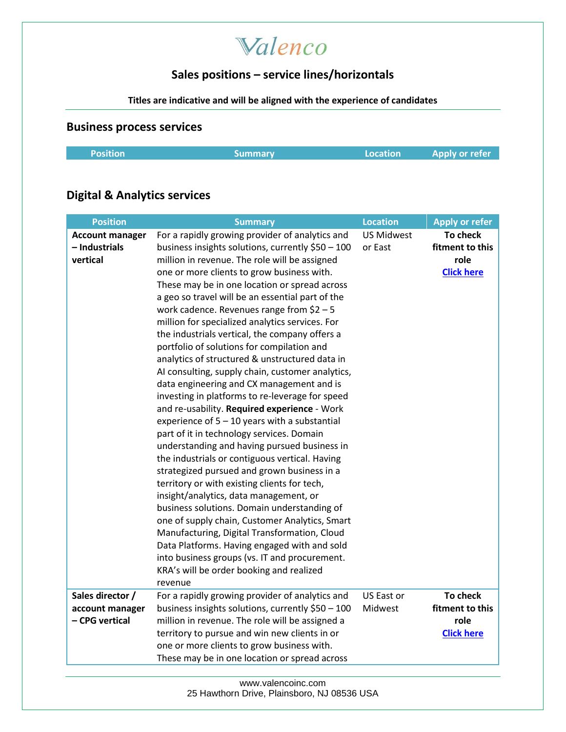# Valenco

## Sales positions – service lines/horizontals

**Titles are indicative and will be aligned with the experience of candidates**

### Business process services

| Position | Summary | Location | Apply or refer |
|---|---|---|---|

### Digital & Analytics services

| Position | Summary | Location | Apply or refer |
|---|---|---|---|
| **Account manager – Industrials vertical** | For a rapidly growing provider of analytics and business insights solutions, currently $50 – 100 million in revenue. The role will be assigned one or more clients to grow business with. These may be in one location or spread across a geo so travel will be an essential part of the work cadence. Revenues range from $2 – 5 million for specialized analytics services. For the industrials vertical, the company offers a portfolio of solutions for compilation and analytics of structured & unstructured data in AI consulting, supply chain, customer analytics, data engineering and CX management and is investing in platforms to re-leverage for speed and re-usability. **Required experience** - Work experience of 5 – 10 years with a substantial part of it in technology services. Domain understanding and having pursued business in the industrials or contiguous vertical. Having strategized pursued and grown business in a territory or with existing clients for tech, insight/analytics, data management, or business solutions. Domain understanding of one of supply chain, Customer Analytics, Smart Manufacturing, Digital Transformation, Cloud Data Platforms. Having engaged with and sold into business groups (vs. IT and procurement. KRA's will be order booking and realized revenue | US Midwest or East | **To check fitment to this role** [Click here]() |
| **Sales director / account manager – CPG vertical** | For a rapidly growing provider of analytics and business insights solutions, currently $50 – 100 million in revenue. The role will be assigned a territory to pursue and win new clients in or one or more clients to grow business with. These may be in one location or spread across | US East or Midwest | **To check fitment to this role** [Click here]() |

www.valencoinc.com
25 Hawthorn Drive, Plainsboro, NJ 08536 USA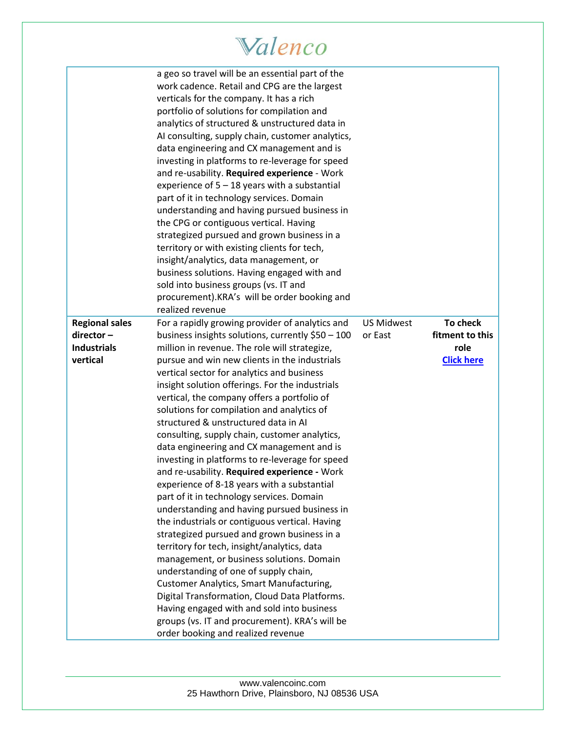| | | | |
|---|---|---|---|
| | a geo so travel will be an essential part of the work cadence. Retail and CPG are the largest verticals for the company. It has a rich portfolio of solutions for compilation and analytics of structured & unstructured data in AI consulting, supply chain, customer analytics, data engineering and CX management and is investing in platforms to re-leverage for speed and re-usability. **Required experience** - Work experience of 5 – 18 years with a substantial part of it in technology services. Domain understanding and having pursued business in the CPG or contiguous vertical. Having strategized pursued and grown business in a territory or with existing clients for tech, insight/analytics, data management, or business solutions. Having engaged with and sold into business groups (vs. IT and procurement).KRA's will be order booking and realized revenue | | |
| **Regional sales director – Industrials vertical** | For a rapidly growing provider of analytics and business insights solutions, currently $50 – 100 million in revenue. The role will strategize, pursue and win new clients in the industrials vertical sector for analytics and business insight solution offerings. For the industrials vertical, the company offers a portfolio of solutions for compilation and analytics of structured & unstructured data in AI consulting, supply chain, customer analytics, data engineering and CX management and is investing in platforms to re-leverage for speed and re-usability. **Required experience -** Work experience of 8-18 years with a substantial part of it in technology services. Domain understanding and having pursued business in the industrials or contiguous vertical. Having strategized pursued and grown business in a territory for tech, insight/analytics, data management, or business solutions. Domain understanding of one of supply chain, Customer Analytics, Smart Manufacturing, Digital Transformation, Cloud Data Platforms. Having engaged with and sold into business groups (vs. IT and procurement). KRA's will be order booking and realized revenue | US Midwest or East | **To check fitment to this role** **Click here** |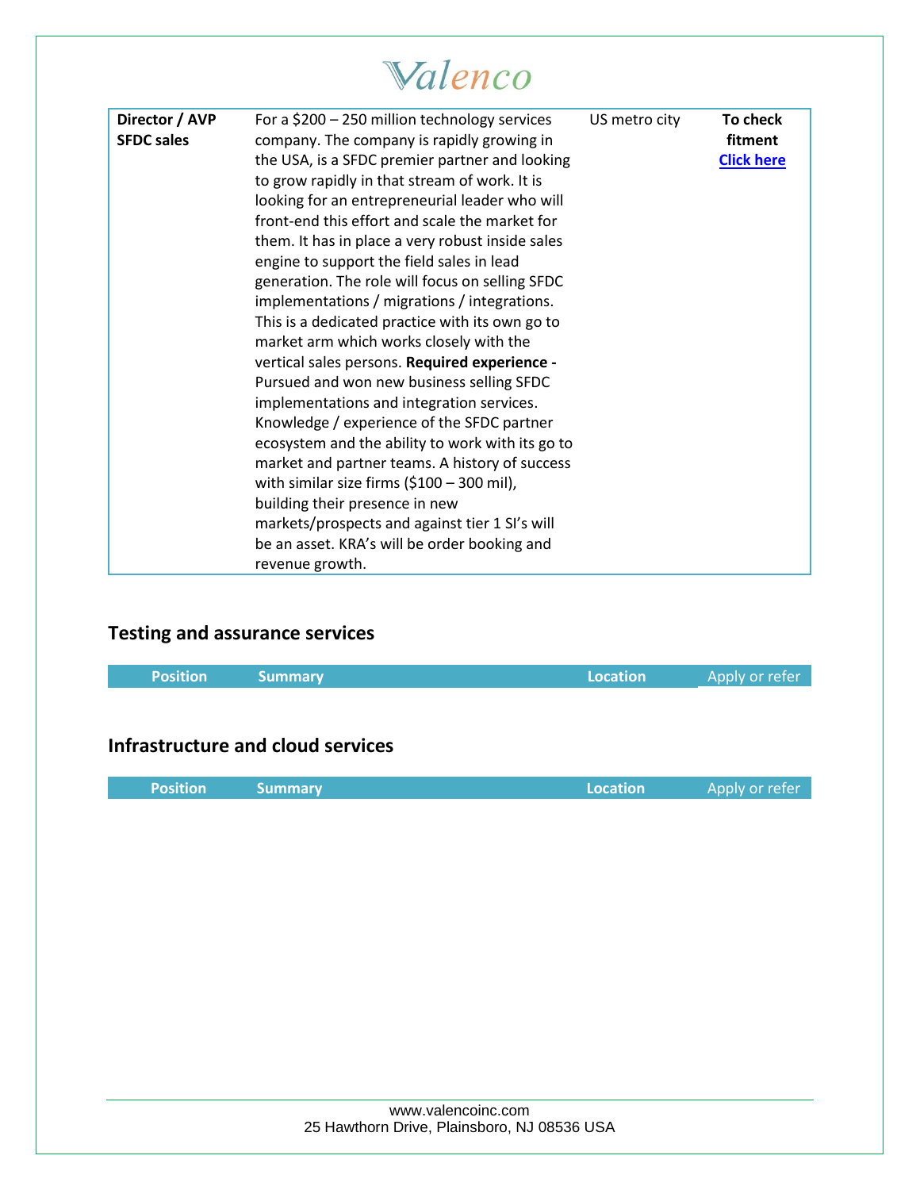Valenco

| | | | |
|---|---|---|---|
| **Director / AVP SFDC sales** | For a $200 – 250 million technology services company. The company is rapidly growing in the USA, is a SFDC premier partner and looking to grow rapidly in that stream of work. It is looking for an entrepreneurial leader who will front-end this effort and scale the market for them. It has in place a very robust inside sales engine to support the field sales in lead generation. The role will focus on selling SFDC implementations / migrations / integrations. This is a dedicated practice with its own go to market arm which works closely with the vertical sales persons. **Required experience -** Pursued and won new business selling SFDC implementations and integration services. Knowledge / experience of the SFDC partner ecosystem and the ability to work with its go to market and partner teams. A history of success with similar size firms ($100 – 300 mil), building their presence in new markets/prospects and against tier 1 SI's will be an asset. KRA's will be order booking and revenue growth. | US metro city | **To check fitment** **Click here** |

## Testing and assurance services

| Position | Summary | Location | Apply or refer |
|---|---|---|---|

## Infrastructure and cloud services

| Position | Summary | Location | Apply or refer |
|---|---|---|---|

www.valencoinc.com
25 Hawthorn Drive, Plainsboro, NJ 08536 USA